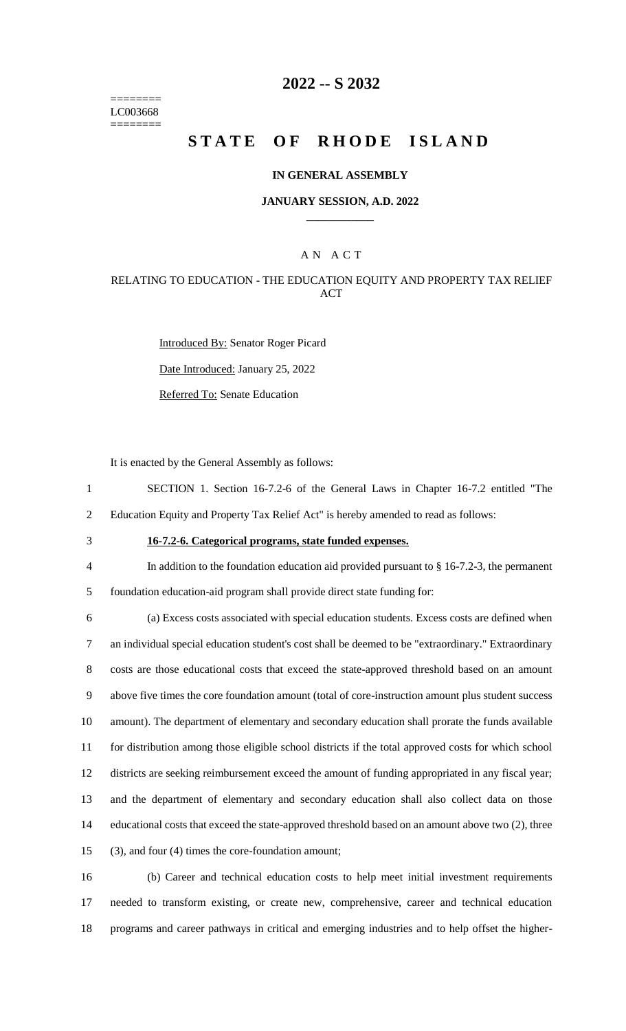======== LC003668 ========

# 2022 -- S 2032

# STATE OF RHODE ISLAND

### IN GENERAL ASSEMBLY

### JANUARY SESSION, A.D. 2022

### A N A C T

RELATING TO EDUCATION - THE EDUCATION EQUITY AND PROPERTY TAX RELIEF ACT

Introduced By: Senator Roger Picard

Date Introduced: January 25, 2022

Referred To: Senate Education

It is enacted by the General Assembly as follows:

1 SECTION 1. Section 16-7.2-6 of the General Laws in Chapter 16-7.2 entitled "The
2 Education Equity and Property Tax Relief Act" is hereby amended to read as follows:

3 **16-7.2-6. Categorical programs, state funded expenses.**

4 In addition to the foundation education aid provided pursuant to § 16-7.2-3, the permanent
5 foundation education-aid program shall provide direct state funding for:

6 (a) Excess costs associated with special education students. Excess costs are defined when
7 an individual special education student's cost shall be deemed to be "extraordinary." Extraordinary
8 costs are those educational costs that exceed the state-approved threshold based on an amount
9 above five times the core foundation amount (total of core-instruction amount plus student success
10 amount). The department of elementary and secondary education shall prorate the funds available
11 for distribution among those eligible school districts if the total approved costs for which school
12 districts are seeking reimbursement exceed the amount of funding appropriated in any fiscal year;
13 and the department of elementary and secondary education shall also collect data on those
14 educational costs that exceed the state-approved threshold based on an amount above two (2), three
15 (3), and four (4) times the core-foundation amount;

16 (b) Career and technical education costs to help meet initial investment requirements
17 needed to transform existing, or create new, comprehensive, career and technical education
18 programs and career pathways in critical and emerging industries and to help offset the higher-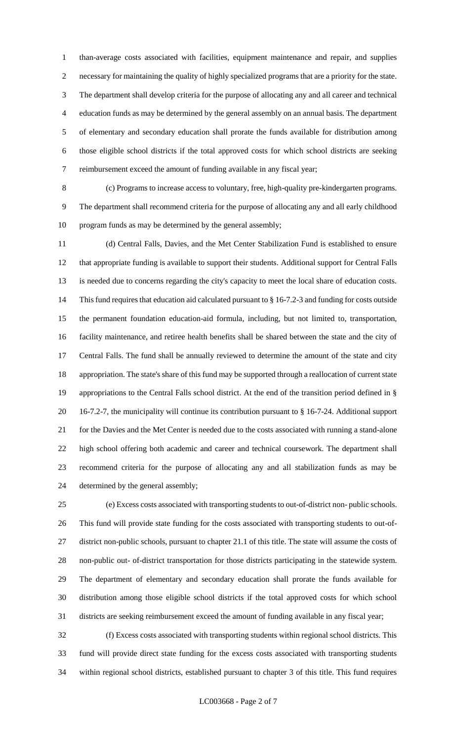than-average costs associated with facilities, equipment maintenance and repair, and supplies necessary for maintaining the quality of highly specialized programs that are a priority for the state. The department shall develop criteria for the purpose of allocating any and all career and technical education funds as may be determined by the general assembly on an annual basis. The department of elementary and secondary education shall prorate the funds available for distribution among those eligible school districts if the total approved costs for which school districts are seeking reimbursement exceed the amount of funding available in any fiscal year;

(c) Programs to increase access to voluntary, free, high-quality pre-kindergarten programs. The department shall recommend criteria for the purpose of allocating any and all early childhood program funds as may be determined by the general assembly;

(d) Central Falls, Davies, and the Met Center Stabilization Fund is established to ensure that appropriate funding is available to support their students. Additional support for Central Falls is needed due to concerns regarding the city's capacity to meet the local share of education costs. This fund requires that education aid calculated pursuant to § 16-7.2-3 and funding for costs outside the permanent foundation education-aid formula, including, but not limited to, transportation, facility maintenance, and retiree health benefits shall be shared between the state and the city of Central Falls. The fund shall be annually reviewed to determine the amount of the state and city appropriation. The state's share of this fund may be supported through a reallocation of current state appropriations to the Central Falls school district. At the end of the transition period defined in § 16-7.2-7, the municipality will continue its contribution pursuant to § 16-7-24. Additional support for the Davies and the Met Center is needed due to the costs associated with running a stand-alone high school offering both academic and career and technical coursework. The department shall recommend criteria for the purpose of allocating any and all stabilization funds as may be determined by the general assembly;

(e) Excess costs associated with transporting students to out-of-district non- public schools. This fund will provide state funding for the costs associated with transporting students to out-of-district non-public schools, pursuant to chapter 21.1 of this title. The state will assume the costs of non-public out- of-district transportation for those districts participating in the statewide system. The department of elementary and secondary education shall prorate the funds available for distribution among those eligible school districts if the total approved costs for which school districts are seeking reimbursement exceed the amount of funding available in any fiscal year;

(f) Excess costs associated with transporting students within regional school districts. This fund will provide direct state funding for the excess costs associated with transporting students within regional school districts, established pursuant to chapter 3 of this title. This fund requires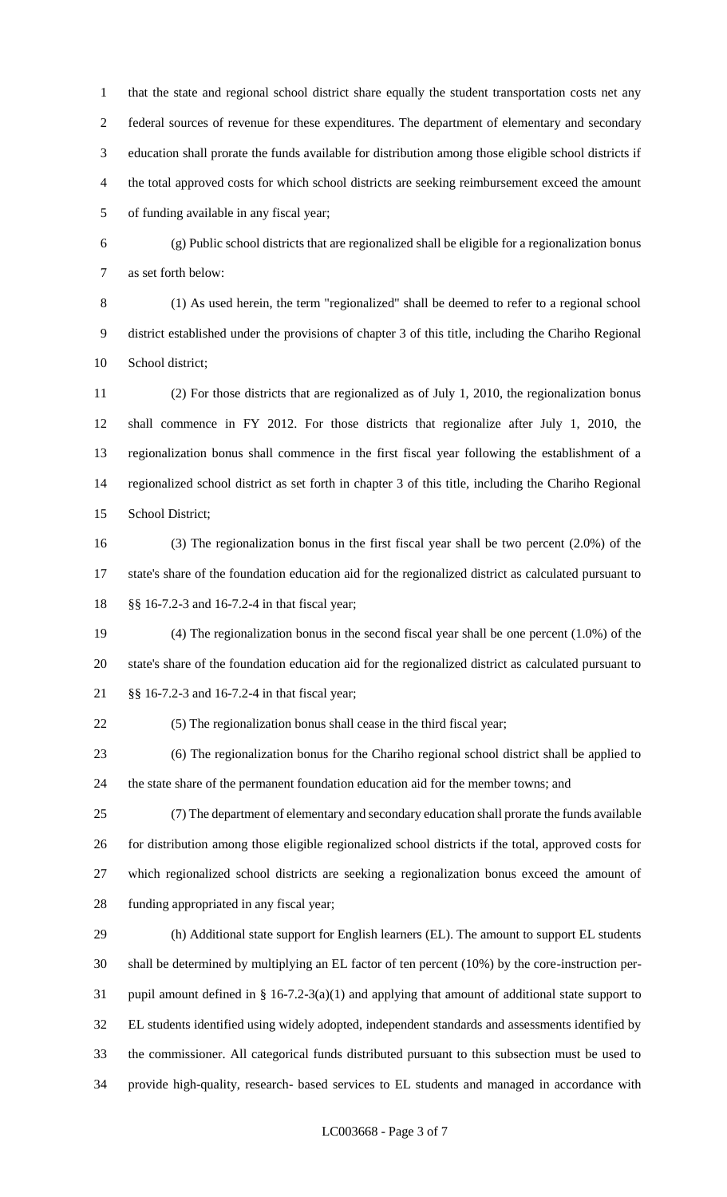that the state and regional school district share equally the student transportation costs net any federal sources of revenue for these expenditures. The department of elementary and secondary education shall prorate the funds available for distribution among those eligible school districts if the total approved costs for which school districts are seeking reimbursement exceed the amount of funding available in any fiscal year;

(g) Public school districts that are regionalized shall be eligible for a regionalization bonus as set forth below:

(1) As used herein, the term "regionalized" shall be deemed to refer to a regional school district established under the provisions of chapter 3 of this title, including the Chariho Regional School district;

(2) For those districts that are regionalized as of July 1, 2010, the regionalization bonus shall commence in FY 2012. For those districts that regionalize after July 1, 2010, the regionalization bonus shall commence in the first fiscal year following the establishment of a regionalized school district as set forth in chapter 3 of this title, including the Chariho Regional School District;

(3) The regionalization bonus in the first fiscal year shall be two percent (2.0%) of the state's share of the foundation education aid for the regionalized district as calculated pursuant to §§ 16-7.2-3 and 16-7.2-4 in that fiscal year;

(4) The regionalization bonus in the second fiscal year shall be one percent (1.0%) of the state's share of the foundation education aid for the regionalized district as calculated pursuant to §§ 16-7.2-3 and 16-7.2-4 in that fiscal year;

(5) The regionalization bonus shall cease in the third fiscal year;

(6) The regionalization bonus for the Chariho regional school district shall be applied to the state share of the permanent foundation education aid for the member towns; and

(7) The department of elementary and secondary education shall prorate the funds available for distribution among those eligible regionalized school districts if the total, approved costs for which regionalized school districts are seeking a regionalization bonus exceed the amount of funding appropriated in any fiscal year;

(h) Additional state support for English learners (EL). The amount to support EL students shall be determined by multiplying an EL factor of ten percent (10%) by the core-instruction per-pupil amount defined in § 16-7.2-3(a)(1) and applying that amount of additional state support to EL students identified using widely adopted, independent standards and assessments identified by the commissioner. All categorical funds distributed pursuant to this subsection must be used to provide high-quality, research- based services to EL students and managed in accordance with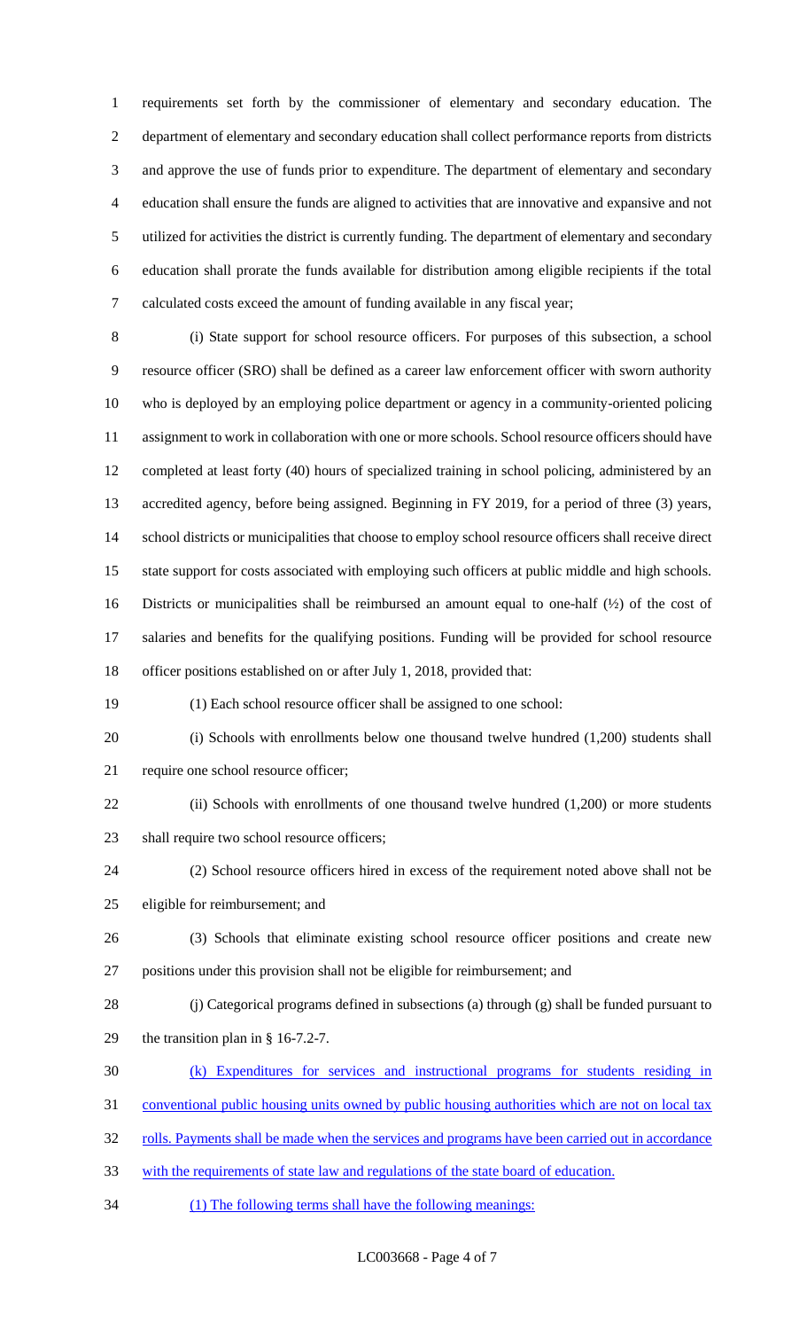requirements set forth by the commissioner of elementary and secondary education. The department of elementary and secondary education shall collect performance reports from districts and approve the use of funds prior to expenditure. The department of elementary and secondary education shall ensure the funds are aligned to activities that are innovative and expansive and not utilized for activities the district is currently funding. The department of elementary and secondary education shall prorate the funds available for distribution among eligible recipients if the total calculated costs exceed the amount of funding available in any fiscal year;

(i) State support for school resource officers. For purposes of this subsection, a school resource officer (SRO) shall be defined as a career law enforcement officer with sworn authority who is deployed by an employing police department or agency in a community-oriented policing assignment to work in collaboration with one or more schools. School resource officers should have completed at least forty (40) hours of specialized training in school policing, administered by an accredited agency, before being assigned. Beginning in FY 2019, for a period of three (3) years, school districts or municipalities that choose to employ school resource officers shall receive direct state support for costs associated with employing such officers at public middle and high schools. Districts or municipalities shall be reimbursed an amount equal to one-half (½) of the cost of salaries and benefits for the qualifying positions. Funding will be provided for school resource officer positions established on or after July 1, 2018, provided that:

(1) Each school resource officer shall be assigned to one school:

(i) Schools with enrollments below one thousand twelve hundred (1,200) students shall require one school resource officer;

(ii) Schools with enrollments of one thousand twelve hundred (1,200) or more students shall require two school resource officers;

(2) School resource officers hired in excess of the requirement noted above shall not be eligible for reimbursement; and

(3) Schools that eliminate existing school resource officer positions and create new positions under this provision shall not be eligible for reimbursement; and

(j) Categorical programs defined in subsections (a) through (g) shall be funded pursuant to the transition plan in § 16-7.2-7.

(k) Expenditures for services and instructional programs for students residing in conventional public housing units owned by public housing authorities which are not on local tax rolls. Payments shall be made when the services and programs have been carried out in accordance with the requirements of state law and regulations of the state board of education.

(1) The following terms shall have the following meanings: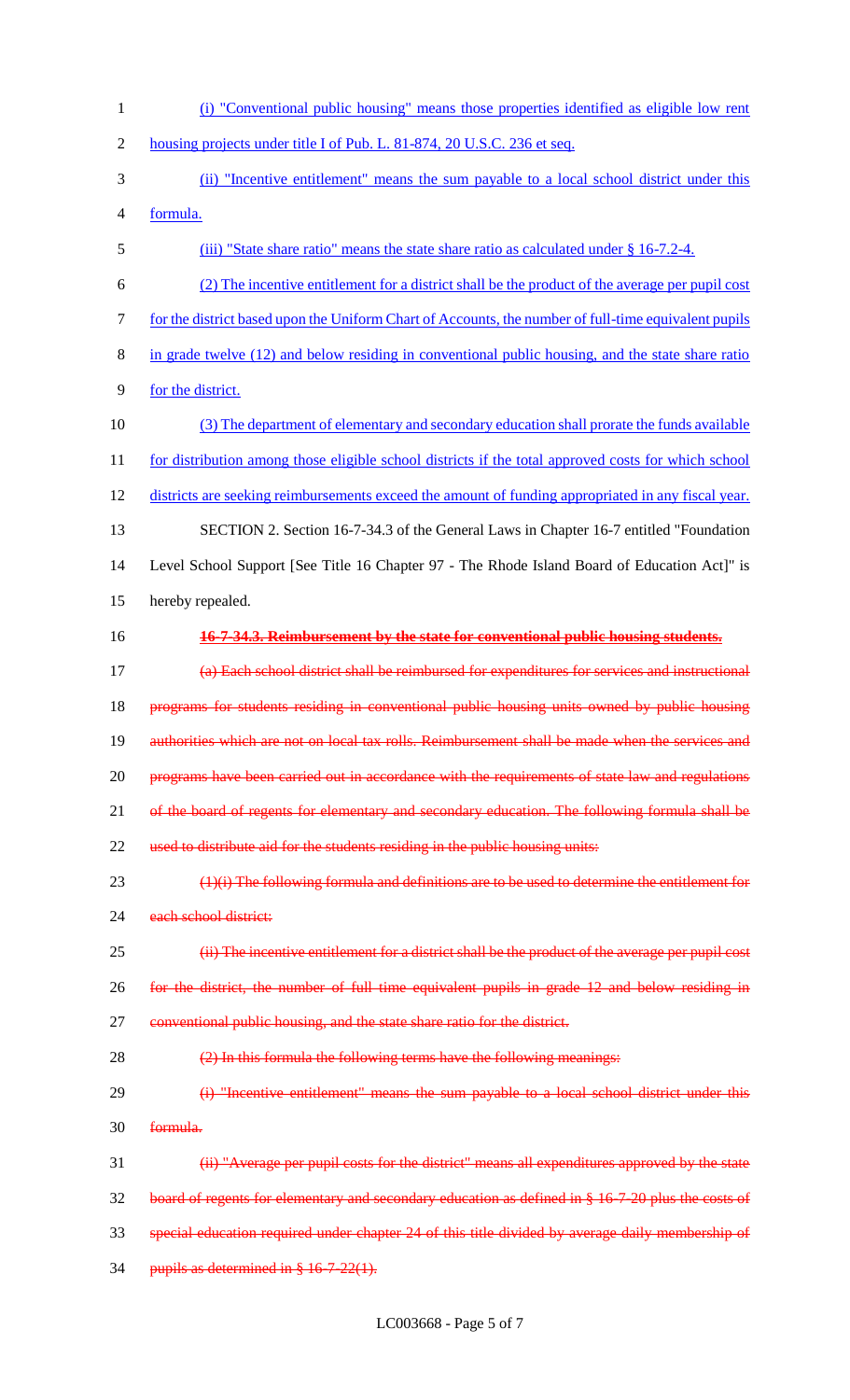(i) "Conventional public housing" means those properties identified as eligible low rent housing projects under title I of Pub. L. 81-874, 20 U.S.C. 236 et seq.

(ii) "Incentive entitlement" means the sum payable to a local school district under this formula.

(iii) "State share ratio" means the state share ratio as calculated under § 16-7.2-4.

(2) The incentive entitlement for a district shall be the product of the average per pupil cost for the district based upon the Uniform Chart of Accounts, the number of full-time equivalent pupils in grade twelve (12) and below residing in conventional public housing, and the state share ratio for the district.

(3) The department of elementary and secondary education shall prorate the funds available for distribution among those eligible school districts if the total approved costs for which school districts are seeking reimbursements exceed the amount of funding appropriated in any fiscal year.

SECTION 2. Section 16-7-34.3 of the General Laws in Chapter 16-7 entitled "Foundation Level School Support [See Title 16 Chapter 97 - The Rhode Island Board of Education Act]" is hereby repealed.

~~**16-7-34.3. Reimbursement by the state for conventional public housing students.**~~

~~(a) Each school district shall be reimbursed for expenditures for services and instructional programs for students residing in conventional public housing units owned by public housing authorities which are not on local tax rolls. Reimbursement shall be made when the services and programs have been carried out in accordance with the requirements of state law and regulations of the board of regents for elementary and secondary education. The following formula shall be used to distribute aid for the students residing in the public housing units:~~

~~(1)(i) The following formula and definitions are to be used to determine the entitlement for each school district:~~

~~(ii) The incentive entitlement for a district shall be the product of the average per pupil cost for the district, the number of full time equivalent pupils in grade 12 and below residing in conventional public housing, and the state share ratio for the district.~~

~~(2) In this formula the following terms have the following meanings:~~

~~(i) "Incentive entitlement" means the sum payable to a local school district under this formula.~~

~~(ii) "Average per pupil costs for the district" means all expenditures approved by the state board of regents for elementary and secondary education as defined in § 16-7-20 plus the costs of special education required under chapter 24 of this title divided by average daily membership of pupils as determined in § 16-7-22(1).~~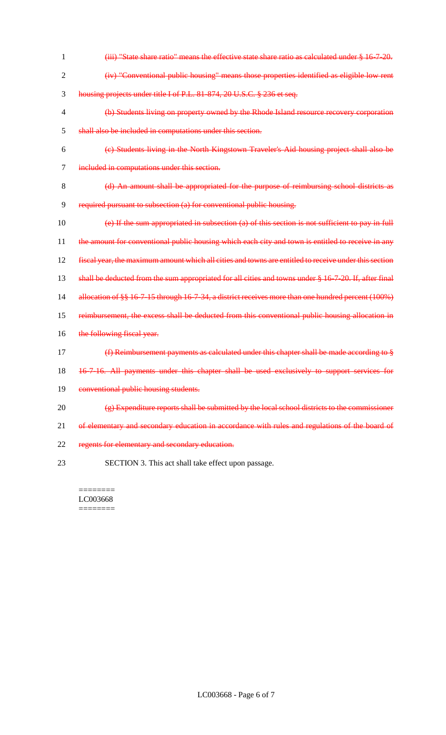~~(iii) "State share ratio" means the effective state share ratio as calculated under § 16-7-20.~~

~~(iv) "Conventional public housing" means those properties identified as eligible low rent housing projects under title I of P.L. 81-874, 20 U.S.C. § 236 et seq.~~

~~(b) Students living on property owned by the Rhode Island resource recovery corporation shall also be included in computations under this section.~~

~~(c) Students living in the North Kingstown Traveler's Aid housing project shall also be included in computations under this section.~~

~~(d) An amount shall be appropriated for the purpose of reimbursing school districts as required pursuant to subsection (a) for conventional public housing.~~

~~(e) If the sum appropriated in subsection (a) of this section is not sufficient to pay in full the amount for conventional public housing which each city and town is entitled to receive in any fiscal year, the maximum amount which all cities and towns are entitled to receive under this section shall be deducted from the sum appropriated for all cities and towns under § 16-7-20. If, after final allocation of §§ 16-7-15 through 16-7-34, a district receives more than one hundred percent (100%) reimbursement, the excess shall be deducted from this conventional public housing allocation in the following fiscal year.~~

~~(f) Reimbursement payments as calculated under this chapter shall be made according to § 16-7-16. All payments under this chapter shall be used exclusively to support services for conventional public housing students.~~

~~(g) Expenditure reports shall be submitted by the local school districts to the commissioner of elementary and secondary education in accordance with rules and regulations of the board of regents for elementary and secondary education.~~

SECTION 3. This act shall take effect upon passage.

========
LC003668
========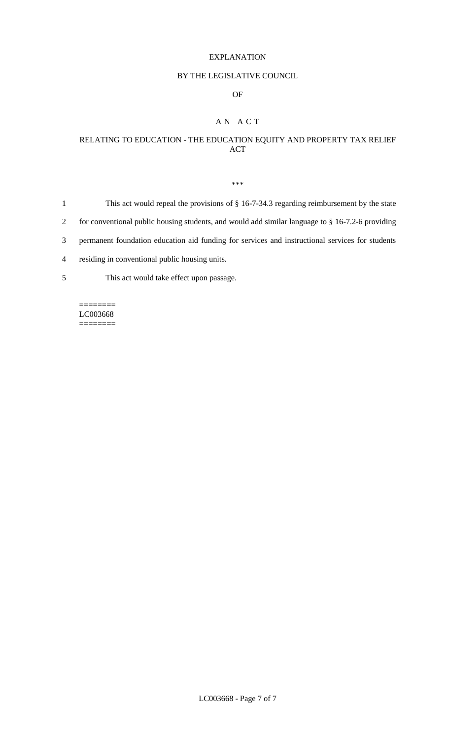EXPLANATION

BY THE LEGISLATIVE COUNCIL

OF

A N A C T

RELATING TO EDUCATION - THE EDUCATION EQUITY AND PROPERTY TAX RELIEF ACT

\*\*\*

1 This act would repeal the provisions of § 16-7-34.3 regarding reimbursement by the state
2 for conventional public housing students, and would add similar language to § 16-7.2-6 providing
3 permanent foundation education aid funding for services and instructional services for students
4 residing in conventional public housing units.
5 This act would take effect upon passage.

========
LC003668
========